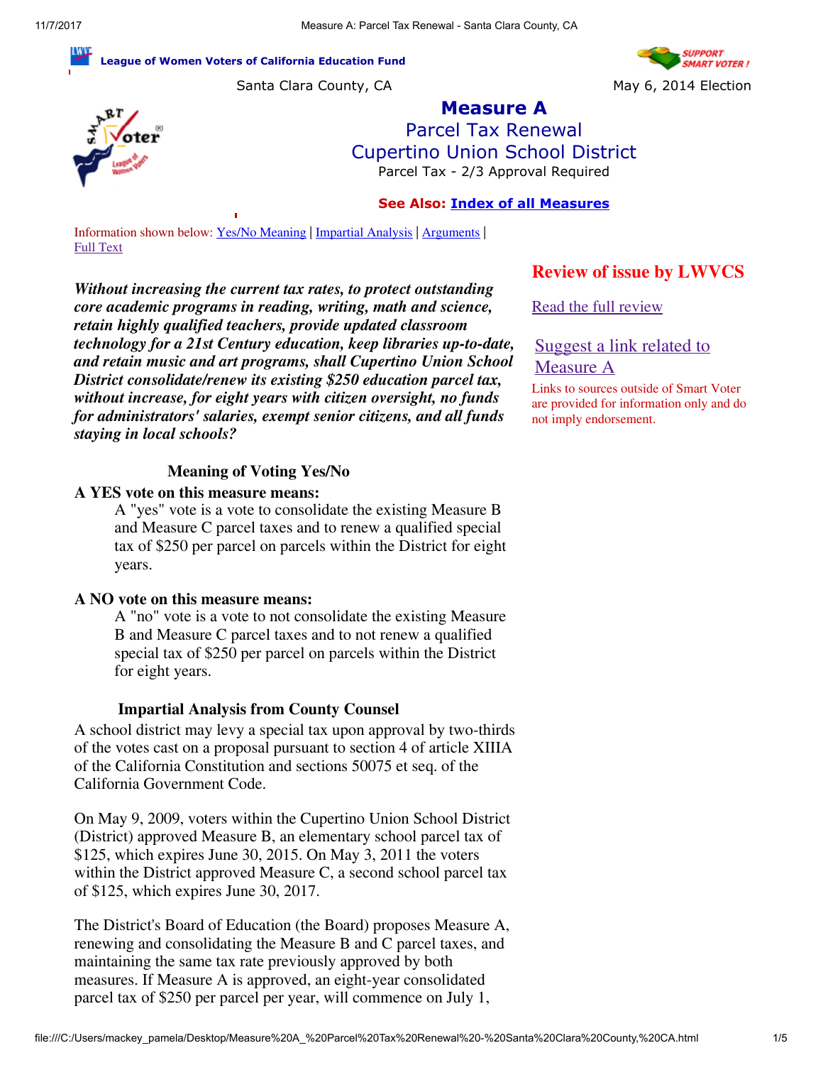League of Women Voters of California Education Fund

Santa Clara County, CA — May 6, 2014 Election

# Measure A
## Parcel Tax Renewal
## Cupertino Union School District
Parcel Tax - 2/3 Approval Required

**See Also: Index of all Measures**

Information shown below: Yes/No Meaning | Impartial Analysis | Arguments | Full Text

**Review of issue by LWVCS**

Read the full review

Suggest a link related to Measure A

Links to sources outside of Smart Voter are provided for information only and do not imply endorsement.

***Without increasing the current tax rates, to protect outstanding core academic programs in reading, writing, math and science, retain highly qualified teachers, provide updated classroom technology for a 21st Century education, keep libraries up-to-date, and retain music and art programs, shall Cupertino Union School District consolidate/renew its existing $250 education parcel tax, without increase, for eight years with citizen oversight, no funds for administrators' salaries, exempt senior citizens, and all funds staying in local schools?***

### Meaning of Voting Yes/No

**A YES vote on this measure means:**

A "yes" vote is a vote to consolidate the existing Measure B and Measure C parcel taxes and to renew a qualified special tax of $250 per parcel on parcels within the District for eight years.

**A NO vote on this measure means:**

A "no" vote is a vote to not consolidate the existing Measure B and Measure C parcel taxes and to not renew a qualified special tax of $250 per parcel on parcels within the District for eight years.

### Impartial Analysis from County Counsel

A school district may levy a special tax upon approval by two-thirds of the votes cast on a proposal pursuant to section 4 of article XIIIA of the California Constitution and sections 50075 et seq. of the California Government Code.

On May 9, 2009, voters within the Cupertino Union School District (District) approved Measure B, an elementary school parcel tax of $125, which expires June 30, 2015. On May 3, 2011 the voters within the District approved Measure C, a second school parcel tax of $125, which expires June 30, 2017.

The District's Board of Education (the Board) proposes Measure A, renewing and consolidating the Measure B and C parcel taxes, and maintaining the same tax rate previously approved by both measures. If Measure A is approved, an eight-year consolidated parcel tax of $250 per parcel per year, will commence on July 1,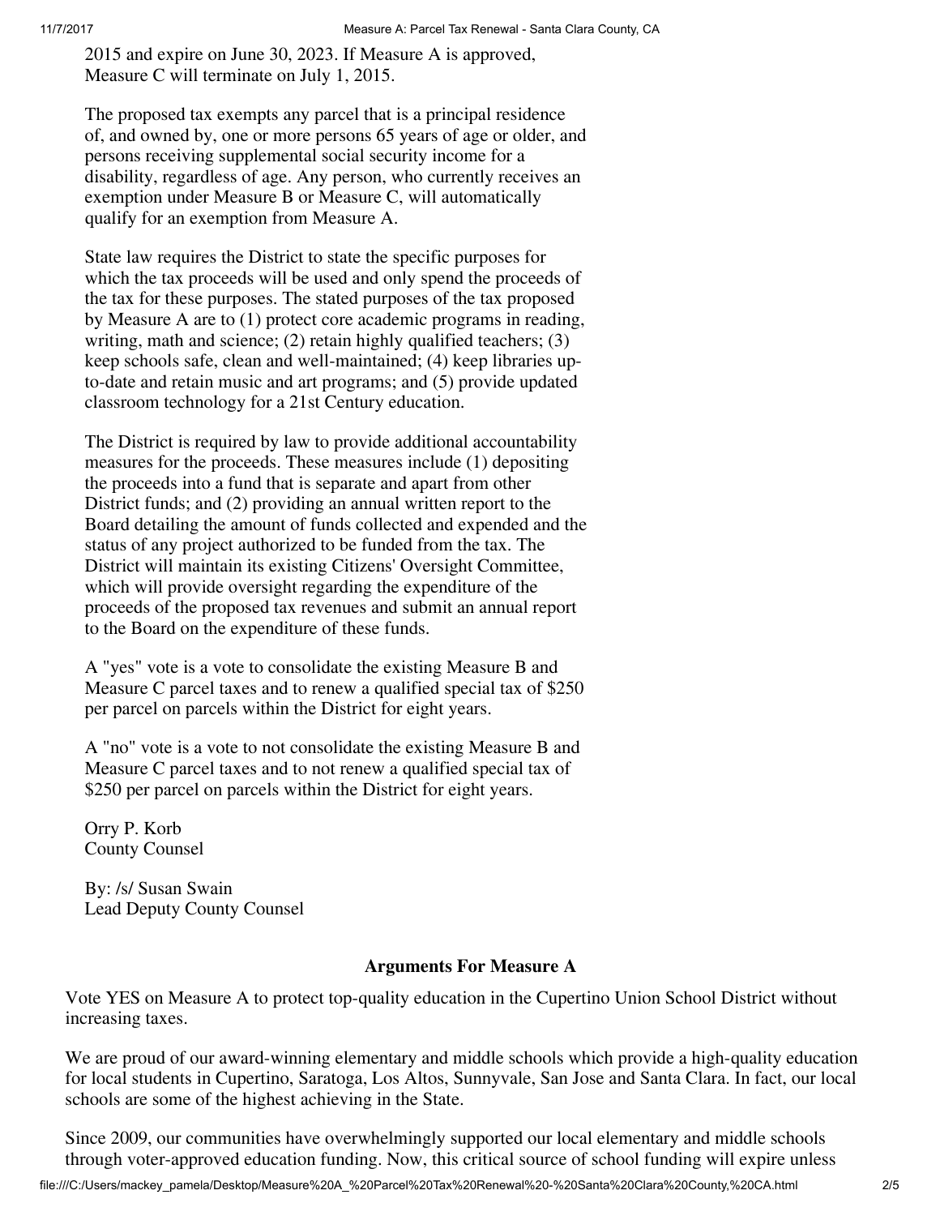2015 and expire on June 30, 2023. If Measure A is approved, Measure C will terminate on July 1, 2015.

The proposed tax exempts any parcel that is a principal residence of, and owned by, one or more persons 65 years of age or older, and persons receiving supplemental social security income for a disability, regardless of age. Any person, who currently receives an exemption under Measure B or Measure C, will automatically qualify for an exemption from Measure A.

State law requires the District to state the specific purposes for which the tax proceeds will be used and only spend the proceeds of the tax for these purposes. The stated purposes of the tax proposed by Measure A are to (1) protect core academic programs in reading, writing, math and science; (2) retain highly qualified teachers; (3) keep schools safe, clean and well-maintained; (4) keep libraries up-to-date and retain music and art programs; and (5) provide updated classroom technology for a 21st Century education.

The District is required by law to provide additional accountability measures for the proceeds. These measures include (1) depositing the proceeds into a fund that is separate and apart from other District funds; and (2) providing an annual written report to the Board detailing the amount of funds collected and expended and the status of any project authorized to be funded from the tax. The District will maintain its existing Citizens' Oversight Committee, which will provide oversight regarding the expenditure of the proceeds of the proposed tax revenues and submit an annual report to the Board on the expenditure of these funds.

A "yes" vote is a vote to consolidate the existing Measure B and Measure C parcel taxes and to renew a qualified special tax of $250 per parcel on parcels within the District for eight years.

A "no" vote is a vote to not consolidate the existing Measure B and Measure C parcel taxes and to not renew a qualified special tax of $250 per parcel on parcels within the District for eight years.

Orry P. Korb
County Counsel

By: /s/ Susan Swain
Lead Deputy County Counsel

### Arguments For Measure A

Vote YES on Measure A to protect top-quality education in the Cupertino Union School District without increasing taxes.

We are proud of our award-winning elementary and middle schools which provide a high-quality education for local students in Cupertino, Saratoga, Los Altos, Sunnyvale, San Jose and Santa Clara. In fact, our local schools are some of the highest achieving in the State.

Since 2009, our communities have overwhelmingly supported our local elementary and middle schools through voter-approved education funding. Now, this critical source of school funding will expire unless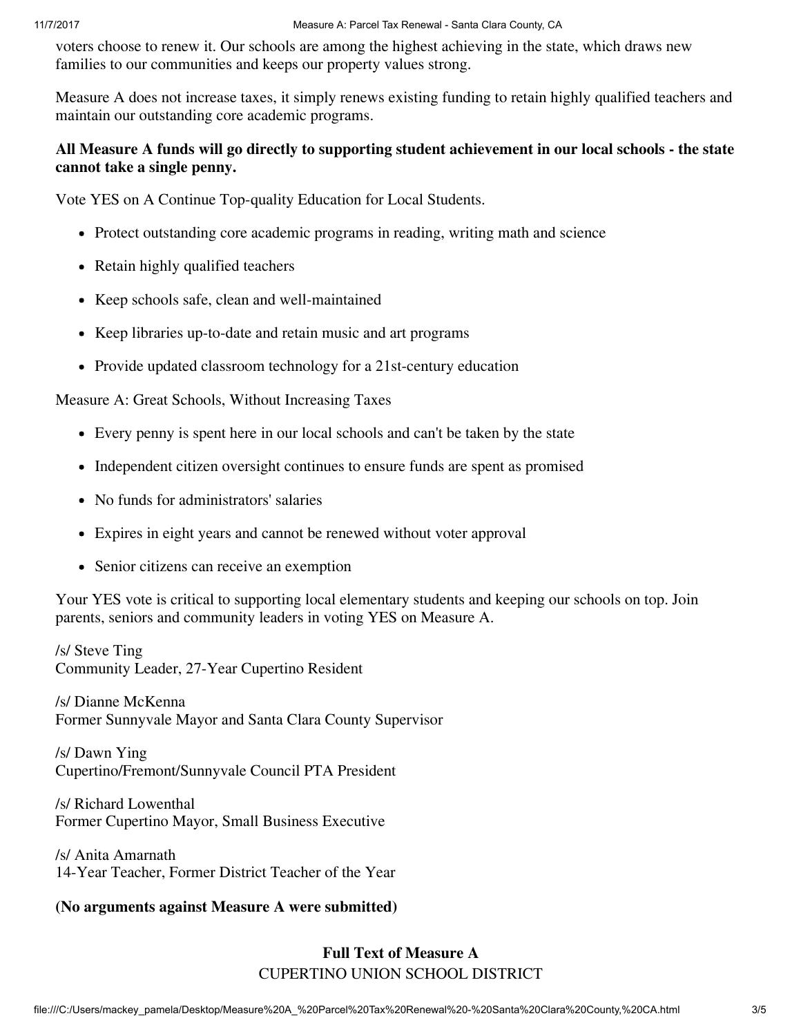voters choose to renew it. Our schools are among the highest achieving in the state, which draws new families to our communities and keeps our property values strong.

Measure A does not increase taxes, it simply renews existing funding to retain highly qualified teachers and maintain our outstanding core academic programs.

**All Measure A funds will go directly to supporting student achievement in our local schools - the state cannot take a single penny.**

Vote YES on A Continue Top-quality Education for Local Students.

- Protect outstanding core academic programs in reading, writing math and science
- Retain highly qualified teachers
- Keep schools safe, clean and well-maintained
- Keep libraries up-to-date and retain music and art programs
- Provide updated classroom technology for a 21st-century education

Measure A: Great Schools, Without Increasing Taxes

- Every penny is spent here in our local schools and can't be taken by the state
- Independent citizen oversight continues to ensure funds are spent as promised
- No funds for administrators' salaries
- Expires in eight years and cannot be renewed without voter approval
- Senior citizens can receive an exemption

Your YES vote is critical to supporting local elementary students and keeping our schools on top. Join parents, seniors and community leaders in voting YES on Measure A.

/s/ Steve Ting
Community Leader, 27-Year Cupertino Resident

/s/ Dianne McKenna
Former Sunnyvale Mayor and Santa Clara County Supervisor

/s/ Dawn Ying
Cupertino/Fremont/Sunnyvale Council PTA President

/s/ Richard Lowenthal
Former Cupertino Mayor, Small Business Executive

/s/ Anita Amarnath
14-Year Teacher, Former District Teacher of the Year

**(No arguments against Measure A were submitted)**

## Full Text of Measure A

CUPERTINO UNION SCHOOL DISTRICT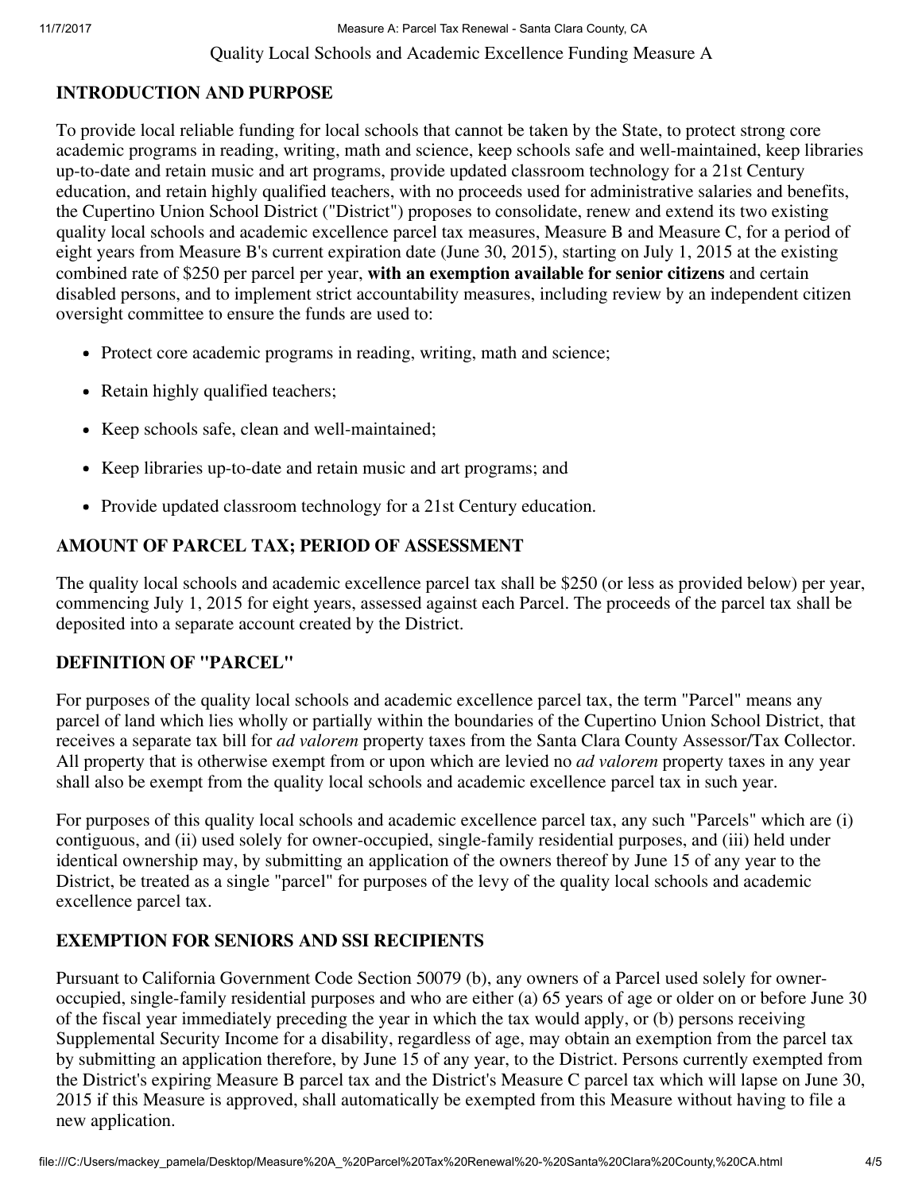Quality Local Schools and Academic Excellence Funding Measure A

## INTRODUCTION AND PURPOSE

To provide local reliable funding for local schools that cannot be taken by the State, to protect strong core academic programs in reading, writing, math and science, keep schools safe and well-maintained, keep libraries up-to-date and retain music and art programs, provide updated classroom technology for a 21st Century education, and retain highly qualified teachers, with no proceeds used for administrative salaries and benefits, the Cupertino Union School District ("District") proposes to consolidate, renew and extend its two existing quality local schools and academic excellence parcel tax measures, Measure B and Measure C, for a period of eight years from Measure B's current expiration date (June 30, 2015), starting on July 1, 2015 at the existing combined rate of $250 per parcel per year, **with an exemption available for senior citizens** and certain disabled persons, and to implement strict accountability measures, including review by an independent citizen oversight committee to ensure the funds are used to:

- Protect core academic programs in reading, writing, math and science;
- Retain highly qualified teachers;
- Keep schools safe, clean and well-maintained;
- Keep libraries up-to-date and retain music and art programs; and
- Provide updated classroom technology for a 21st Century education.

## AMOUNT OF PARCEL TAX; PERIOD OF ASSESSMENT

The quality local schools and academic excellence parcel tax shall be $250 (or less as provided below) per year, commencing July 1, 2015 for eight years, assessed against each Parcel. The proceeds of the parcel tax shall be deposited into a separate account created by the District.

## DEFINITION OF "PARCEL"

For purposes of the quality local schools and academic excellence parcel tax, the term "Parcel" means any parcel of land which lies wholly or partially within the boundaries of the Cupertino Union School District, that receives a separate tax bill for *ad valorem* property taxes from the Santa Clara County Assessor/Tax Collector. All property that is otherwise exempt from or upon which are levied no *ad valorem* property taxes in any year shall also be exempt from the quality local schools and academic excellence parcel tax in such year.

For purposes of this quality local schools and academic excellence parcel tax, any such "Parcels" which are (i) contiguous, and (ii) used solely for owner-occupied, single-family residential purposes, and (iii) held under identical ownership may, by submitting an application of the owners thereof by June 15 of any year to the District, be treated as a single "parcel" for purposes of the levy of the quality local schools and academic excellence parcel tax.

## EXEMPTION FOR SENIORS AND SSI RECIPIENTS

Pursuant to California Government Code Section 50079 (b), any owners of a Parcel used solely for owner-occupied, single-family residential purposes and who are either (a) 65 years of age or older on or before June 30 of the fiscal year immediately preceding the year in which the tax would apply, or (b) persons receiving Supplemental Security Income for a disability, regardless of age, may obtain an exemption from the parcel tax by submitting an application therefore, by June 15 of any year, to the District. Persons currently exempted from the District's expiring Measure B parcel tax and the District's Measure C parcel tax which will lapse on June 30, 2015 if this Measure is approved, shall automatically be exempted from this Measure without having to file a new application.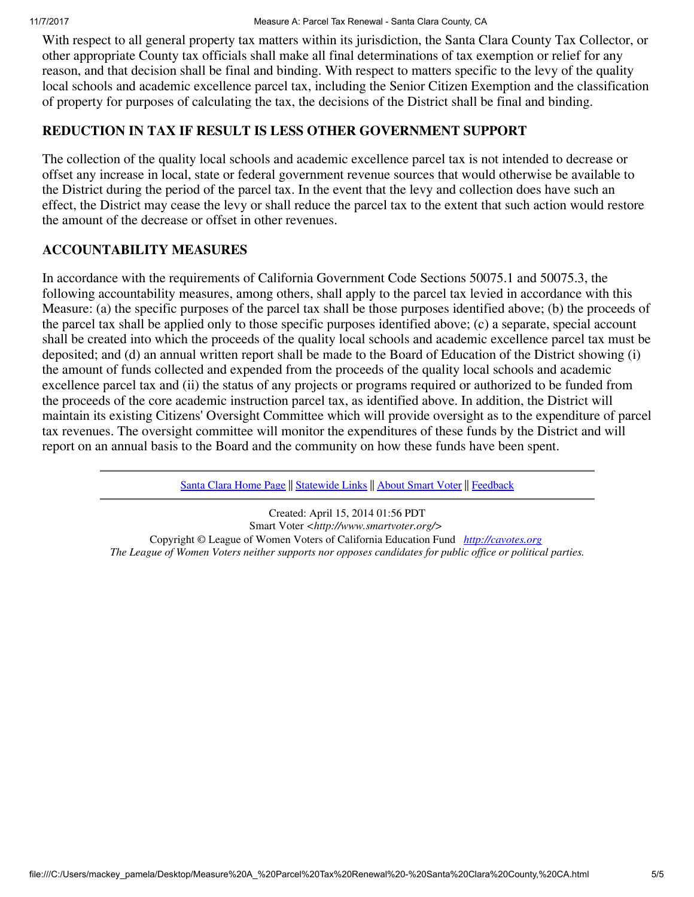With respect to all general property tax matters within its jurisdiction, the Santa Clara County Tax Collector, or other appropriate County tax officials shall make all final determinations of tax exemption or relief for any reason, and that decision shall be final and binding. With respect to matters specific to the levy of the quality local schools and academic excellence parcel tax, including the Senior Citizen Exemption and the classification of property for purposes of calculating the tax, the decisions of the District shall be final and binding.

## REDUCTION IN TAX IF RESULT IS LESS OTHER GOVERNMENT SUPPORT

The collection of the quality local schools and academic excellence parcel tax is not intended to decrease or offset any increase in local, state or federal government revenue sources that would otherwise be available to the District during the period of the parcel tax. In the event that the levy and collection does have such an effect, the District may cease the levy or shall reduce the parcel tax to the extent that such action would restore the amount of the decrease or offset in other revenues.

## ACCOUNTABILITY MEASURES

In accordance with the requirements of California Government Code Sections 50075.1 and 50075.3, the following accountability measures, among others, shall apply to the parcel tax levied in accordance with this Measure: (a) the specific purposes of the parcel tax shall be those purposes identified above; (b) the proceeds of the parcel tax shall be applied only to those specific purposes identified above; (c) a separate, special account shall be created into which the proceeds of the quality local schools and academic excellence parcel tax must be deposited; and (d) an annual written report shall be made to the Board of Education of the District showing (i) the amount of funds collected and expended from the proceeds of the quality local schools and academic excellence parcel tax and (ii) the status of any projects or programs required or authorized to be funded from the proceeds of the core academic instruction parcel tax, as identified above. In addition, the District will maintain its existing Citizens' Oversight Committee which will provide oversight as to the expenditure of parcel tax revenues. The oversight committee will monitor the expenditures of these funds by the District and will report on an annual basis to the Board and the community on how these funds have been spent.

---

Santa Clara Home Page || Statewide Links || About Smart Voter || Feedback

---

Created: April 15, 2014 01:56 PDT
Smart Voter <*http://www.smartvoter.org/*>
Copyright © League of Women Voters of California Education Fund *http://cavotes.org*
*The League of Women Voters neither supports nor opposes candidates for public office or political parties.*